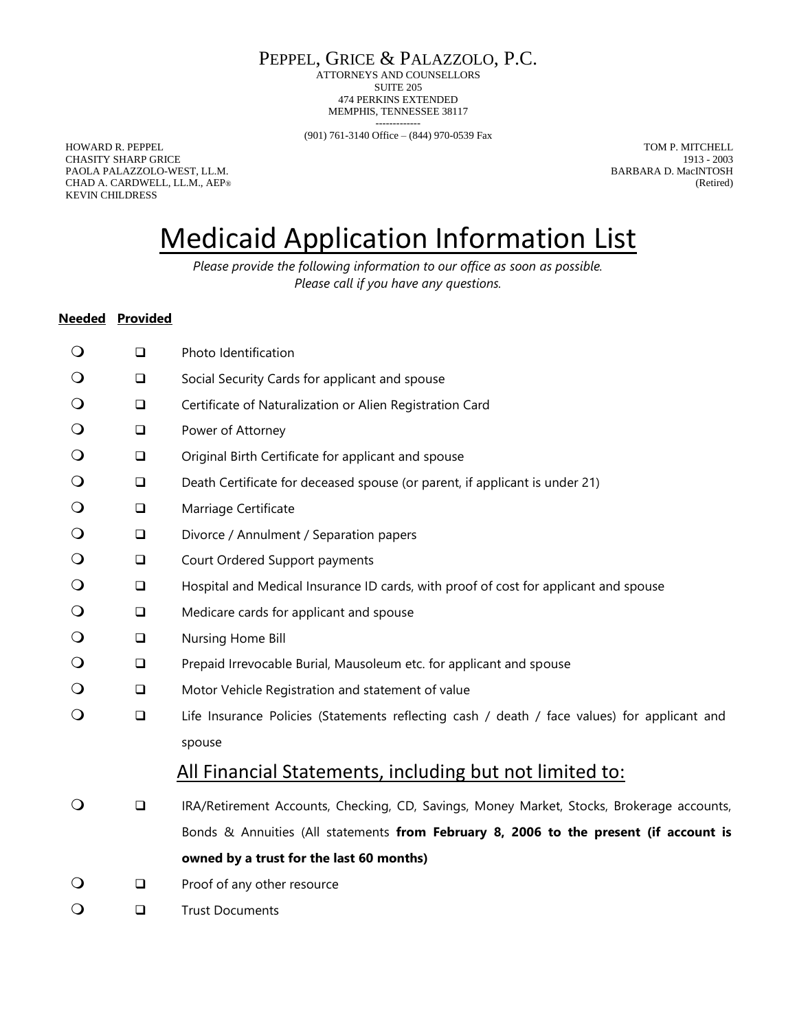# PEPPEL, GRICE & PALAZZOLO, P.C.

ATTORNEYS AND COUNSELLORS
SUITE 205
474 PERKINS EXTENDED
MEMPHIS, TENNESSEE 38117

-------------

(901) 761-3140 Office – (844) 970-0539 Fax

HOWARD R. PEPPEL
CHASITY SHARP GRICE
PAOLA PALAZZOLO-WEST, LL.M.
CHAD A. CARDWELL, LL.M., AEP®
KEVIN CHILDRESS

TOM P. MITCHELL
1913 - 2003
BARBARA D. MacINTOSH
(Retired)

# Medicaid Application Information List

*Please provide the following information to our office as soon as possible.*
*Please call if you have any questions.*

| **Needed** | **Provided** | |
|---|---|---|
| ❍ | ❑ | Photo Identification |
| ❍ | ❑ | Social Security Cards for applicant and spouse |
| ❍ | ❑ | Certificate of Naturalization or Alien Registration Card |
| ❍ | ❑ | Power of Attorney |
| ❍ | ❑ | Original Birth Certificate for applicant and spouse |
| ❍ | ❑ | Death Certificate for deceased spouse (or parent, if applicant is under 21) |
| ❍ | ❑ | Marriage Certificate |
| ❍ | ❑ | Divorce / Annulment / Separation papers |
| ❍ | ❑ | Court Ordered Support payments |
| ❍ | ❑ | Hospital and Medical Insurance ID cards, with proof of cost for applicant and spouse |
| ❍ | ❑ | Medicare cards for applicant and spouse |
| ❍ | ❑ | Nursing Home Bill |
| ❍ | ❑ | Prepaid Irrevocable Burial, Mausoleum etc. for applicant and spouse |
| ❍ | ❑ | Motor Vehicle Registration and statement of value |
| ❍ | ❑ | Life Insurance Policies (Statements reflecting cash / death / face values) for applicant and spouse |

## All Financial Statements, including but not limited to:

| | | |
|---|---|---|
| ❍ | ❑ | IRA/Retirement Accounts, Checking, CD, Savings, Money Market, Stocks, Brokerage accounts, Bonds & Annuities (All statements **from February 8, 2006 to the present (if account is owned by a trust for the last 60 months)** |
| ❍ | ❑ | Proof of any other resource |
| ❍ | ❑ | Trust Documents |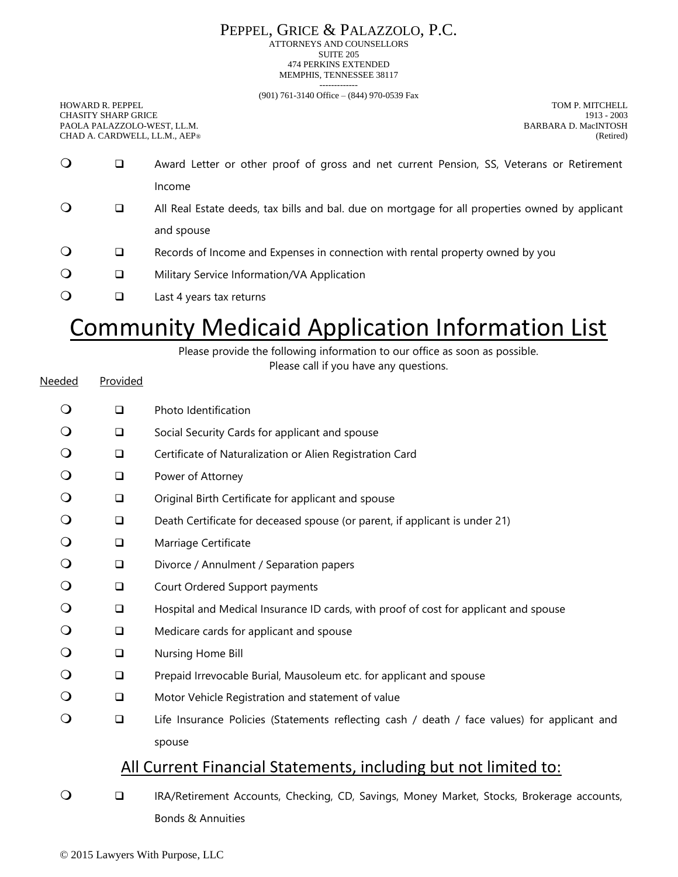PEPPEL, GRICE & PALAZZOLO, P.C.
ATTORNEYS AND COUNSELLORS
SUITE 205
474 PERKINS EXTENDED
MEMPHIS, TENNESSEE 38117

(901) 761-3140 Office – (844) 970-0539 Fax

HOWARD R. PEPPEL
CHASITY SHARP GRICE
PAOLA PALAZZOLO-WEST, LL.M.
CHAD A. CARDWELL, LL.M., AEP®

TOM P. MITCHELL
1913 - 2003
BARBARA D. MacINTOSH
(Retired)

- ❍ ❑ Award Letter or other proof of gross and net current Pension, SS, Veterans or Retirement Income
- ❍ ❑ All Real Estate deeds, tax bills and bal. due on mortgage for all properties owned by applicant and spouse
- ❍ ❑ Records of Income and Expenses in connection with rental property owned by you
- ❍ ❑ Military Service Information/VA Application
- ❍ ❑ Last 4 years tax returns

# Community Medicaid Application Information List

Please provide the following information to our office as soon as possible.
Please call if you have any questions.

Needed Provided

- ❍ ❑ Photo Identification
- ❍ ❑ Social Security Cards for applicant and spouse
- ❍ ❑ Certificate of Naturalization or Alien Registration Card
- ❍ ❑ Power of Attorney
- ❍ ❑ Original Birth Certificate for applicant and spouse
- ❍ ❑ Death Certificate for deceased spouse (or parent, if applicant is under 21)
- ❍ ❑ Marriage Certificate
- ❍ ❑ Divorce / Annulment / Separation papers
- ❍ ❑ Court Ordered Support payments
- ❍ ❑ Hospital and Medical Insurance ID cards, with proof of cost for applicant and spouse
- ❍ ❑ Medicare cards for applicant and spouse
- ❍ ❑ Nursing Home Bill
- ❍ ❑ Prepaid Irrevocable Burial, Mausoleum etc. for applicant and spouse
- ❍ ❑ Motor Vehicle Registration and statement of value
- ❍ ❑ Life Insurance Policies (Statements reflecting cash / death / face values) for applicant and spouse

## All Current Financial Statements, including but not limited to:

- ❍ ❑ IRA/Retirement Accounts, Checking, CD, Savings, Money Market, Stocks, Brokerage accounts, Bonds & Annuities

© 2015 Lawyers With Purpose, LLC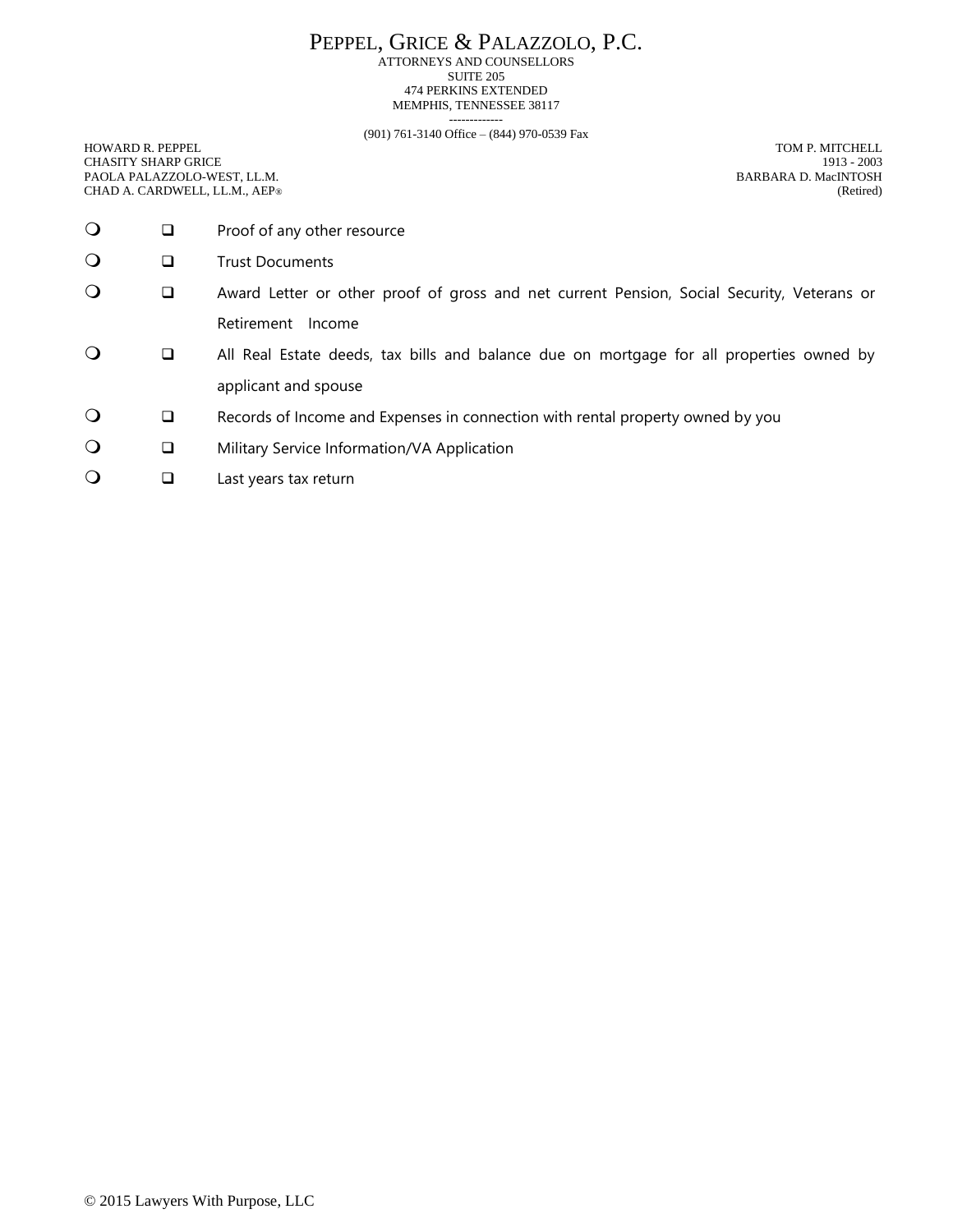PEPPEL, GRICE & PALAZZOLO, P.C.
ATTORNEYS AND COUNSELLORS
SUITE 205
474 PERKINS EXTENDED
MEMPHIS, TENNESSEE 38117

(901) 761-3140 Office – (844) 970-0539 Fax

HOWARD R. PEPPEL
CHASITY SHARP GRICE
PAOLA PALAZZOLO-WEST, LL.M.
CHAD A. CARDWELL, LL.M., AEP®

TOM P. MITCHELL
1913 - 2003
BARBARA D. MacINTOSH
(Retired)

- ❍ ❑ Proof of any other resource
- ❍ ❑ Trust Documents
- ❍ ❑ Award Letter or other proof of gross and net current Pension, Social Security, Veterans or Retirement Income
- ❍ ❑ All Real Estate deeds, tax bills and balance due on mortgage for all properties owned by applicant and spouse
- ❍ ❑ Records of Income and Expenses in connection with rental property owned by you
- ❍ ❑ Military Service Information/VA Application
- ❍ ❑ Last years tax return

© 2015 Lawyers With Purpose, LLC